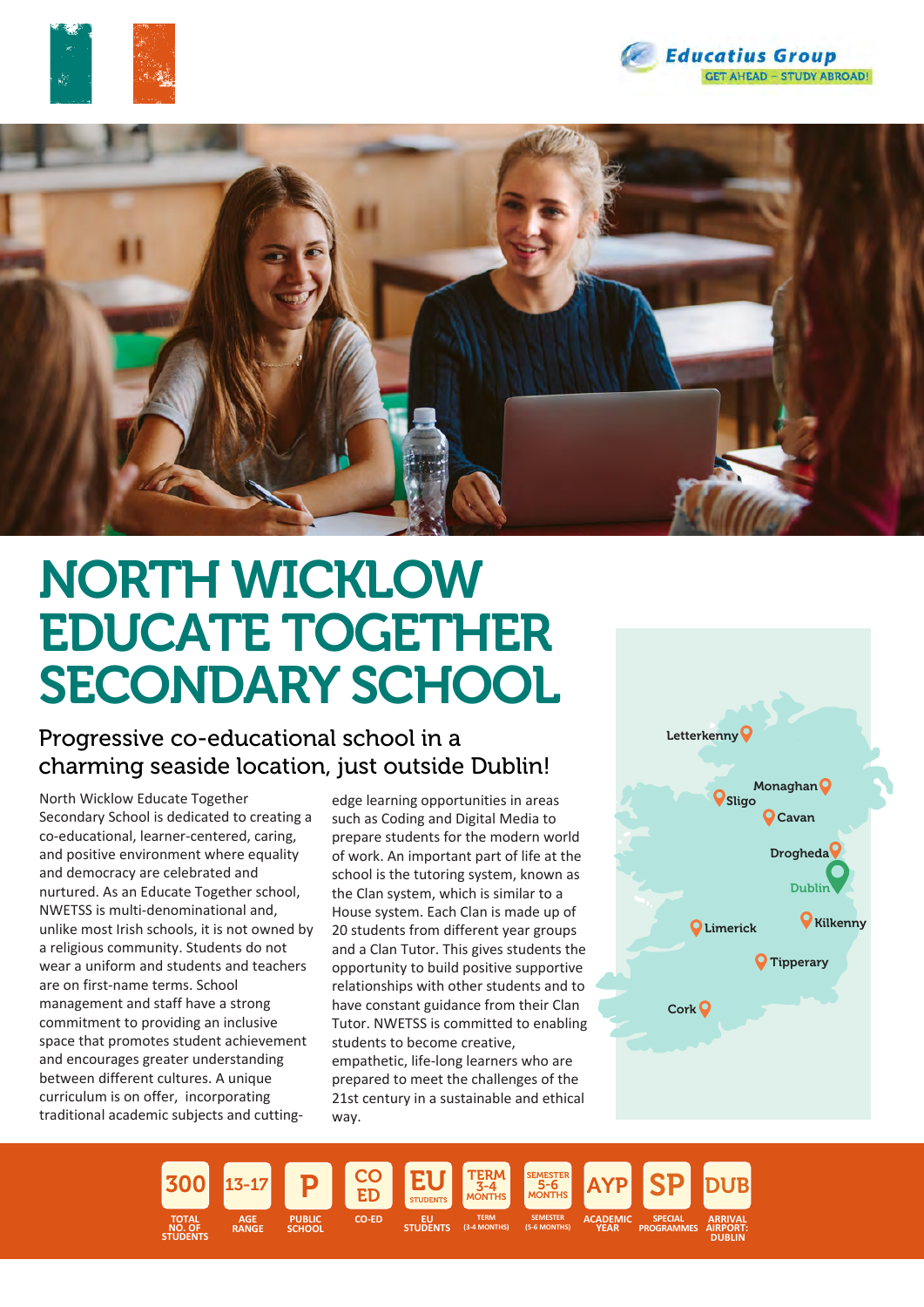Educatius Group
GET AHEAD – STUDY ABROAD!

# NORTH WICKLOW EDUCATE TOGETHER SECONDARY SCHOOL

## Progressive co-educational school in a charming seaside location, just outside Dublin!

North Wicklow Educate Together Secondary School is dedicated to creating a co-educational, learner-centered, caring, and positive environment where equality and democracy are celebrated and nurtured. As an Educate Together school, NWETSS is multi-denominational and, unlike most Irish schools, it is not owned by a religious community. Students do not wear a uniform and students and teachers are on first-name terms. School management and staff have a strong commitment to providing an inclusive space that promotes student achievement and encourages greater understanding between different cultures. A unique curriculum is on offer, incorporating traditional academic subjects and cutting-edge learning opportunities in areas such as Coding and Digital Media to prepare students for the modern world of work. An important part of life at the school is the tutoring system, known as the Clan system, which is similar to a House system. Each Clan is made up of 20 students from different year groups and a Clan Tutor. This gives students the opportunity to build positive supportive relationships with other students and to have constant guidance from their Clan Tutor. NWETSS is committed to enabling students to become creative, empathetic, life-long learners who are prepared to meet the challenges of the 21st century in a sustainable and ethical way.

Letterkenny, Sligo, Monaghan, Cavan, Drogheda, Dublin, Limerick, Kilkenny, Tipperary, Cork

| 300 | 13-17 | P | CO ED | EU | TERM 3-4 MONTHS | SEMESTER 5-6 MONTHS | AYP | SP | DUB |
|---|---|---|---|---|---|---|---|---|---|
| TOTAL NO. OF STUDENTS | AGE RANGE | PUBLIC SCHOOL | CO-ED | EU STUDENTS | TERM (3-4 MONTHS) | SEMESTER (5-6 MONTHS) | ACADEMIC YEAR | SPECIAL PROGRAMMES | ARRIVAL AIRPORT: DUBLIN |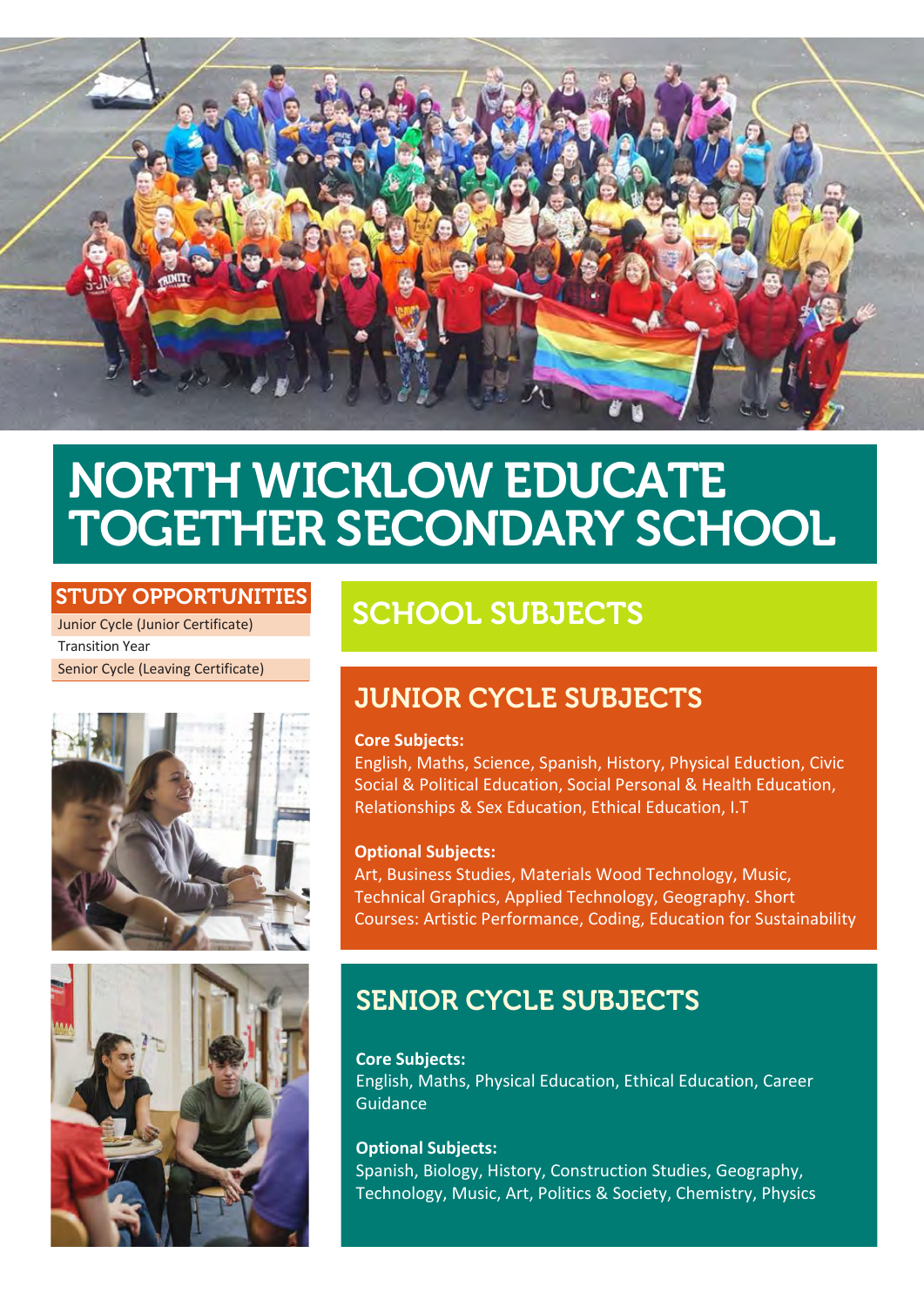# NORTH WICKLOW EDUCATE TOGETHER SECONDARY SCHOOL

## STUDY OPPORTUNITIES

- Junior Cycle (Junior Certificate)
- Transition Year
- Senior Cycle (Leaving Certificate)

## SCHOOL SUBJECTS

### JUNIOR CYCLE SUBJECTS

**Core Subjects:**
English, Maths, Science, Spanish, History, Physical Eduction, Civic Social & Political Education, Social Personal & Health Education, Relationships & Sex Education, Ethical Education, I.T

**Optional Subjects:**
Art, Business Studies, Materials Wood Technology, Music, Technical Graphics, Applied Technology, Geography. Short Courses: Artistic Performance, Coding, Education for Sustainability

### SENIOR CYCLE SUBJECTS

**Core Subjects:**
English, Maths, Physical Education, Ethical Education, Career Guidance

**Optional Subjects:**
Spanish, Biology, History, Construction Studies, Geography, Technology, Music, Art, Politics & Society, Chemistry, Physics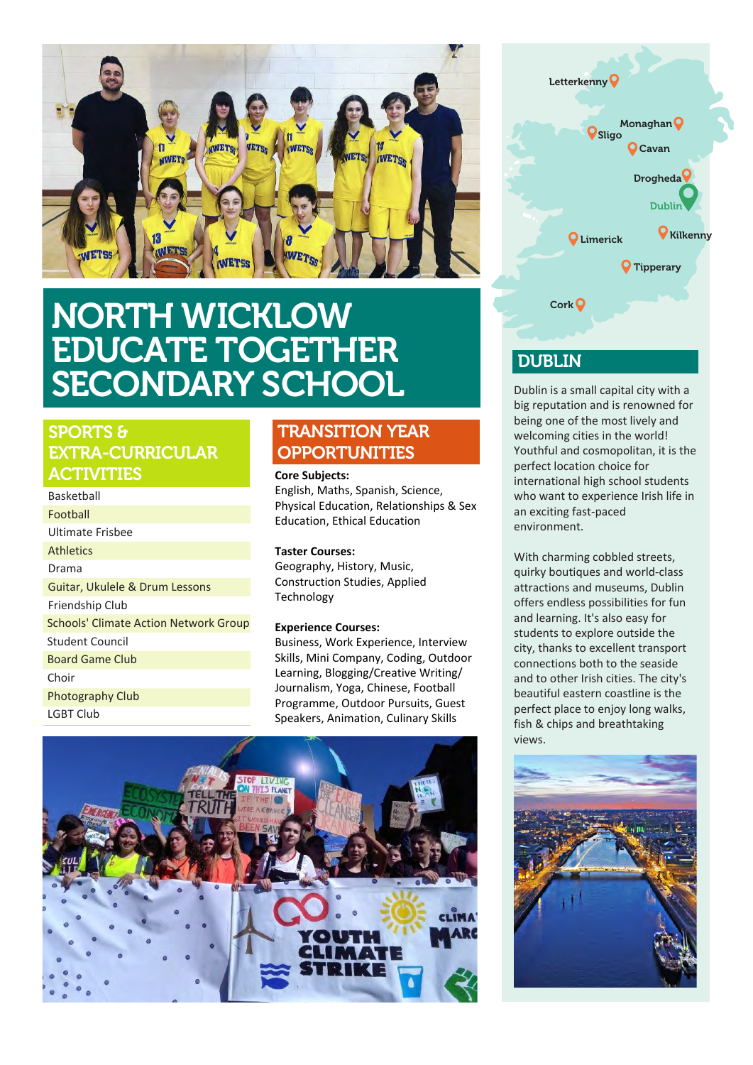# NORTH WICKLOW EDUCATE TOGETHER SECONDARY SCHOOL

## SPORTS & EXTRA-CURRICULAR ACTIVITIES

- Basketball
- Football
- Ultimate Frisbee
- Athletics
- Drama
- Guitar, Ukulele & Drum Lessons
- Friendship Club
- Schools' Climate Action Network Group
- Student Council
- Board Game Club
- Choir
- Photography Club
- LGBT Club

## TRANSITION YEAR OPPORTUNITIES

**Core Subjects:**
English, Maths, Spanish, Science, Physical Education, Relationships & Sex Education, Ethical Education

**Taster Courses:**
Geography, History, Music, Construction Studies, Applied Technology

**Experience Courses:**
Business, Work Experience, Interview Skills, Mini Company, Coding, Outdoor Learning, Blogging/Creative Writing/ Journalism, Yoga, Chinese, Football Programme, Outdoor Pursuits, Guest Speakers, Animation, Culinary Skills

Letterkenny
Monaghan
Sligo
Cavan
Drogheda
Dublin
Limerick
Kilkenny
Tipperary
Cork

## DUBLIN

Dublin is a small capital city with a big reputation and is renowned for being one of the most lively and welcoming cities in the world! Youthful and cosmopolitan, it is the perfect location choice for international high school students who want to experience Irish life in an exciting fast-paced environment.

With charming cobbled streets, quirky boutiques and world-class attractions and museums, Dublin offers endless possibilities for fun and learning. It's also easy for students to explore outside the city, thanks to excellent transport connections both to the seaside and to other Irish cities. The city's beautiful eastern coastline is the perfect place to enjoy long walks, fish & chips and breathtaking views.